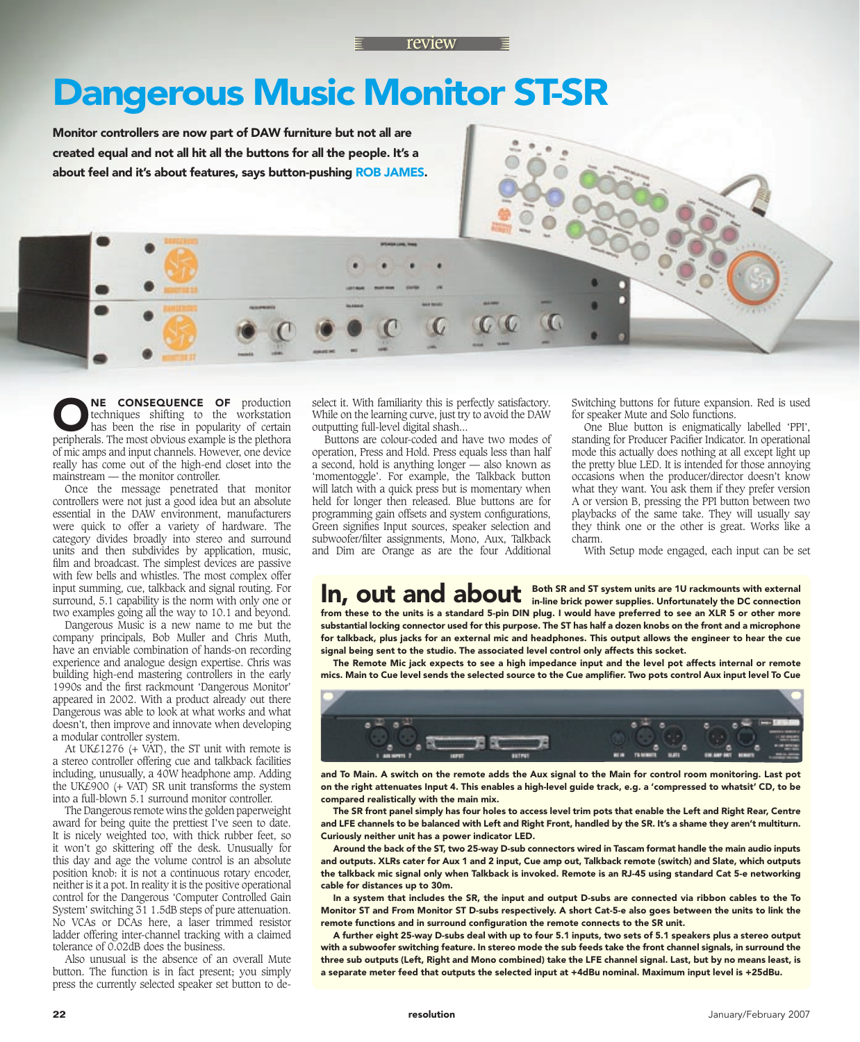review

# Dangerous Music Monitor ST-SR

**Monitor controllers are now part of DAW furniture but not all are created equal and not all hit all the buttons for all the people. It's a about feel and it's about features, says button-pushing ROB JAMES.**

**ONE CONSEQUENCE OF** production techniques shifting to the workstation has been the rise in popularity of certain peripherals. The most obvious example is the plethora of mic amps and input channels. However, one device really has come out of the high-end closet into the mainstream — the monitor controller.

Once the message penetrated that monitor controllers were not just a good idea but an absolute essential in the DAW environment, manufacturers were quick to offer a variety of hardware. The category divides broadly into stereo and surround units and then subdivides by application, music, film and broadcast. The simplest devices are passive with few bells and whistles. The most complex offer input summing, cue, talkback and signal routing. For surround, 5.1 capability is the norm with only one or two examples going all the way to 10.1 and beyond.

Dangerous Music is a new name to me but the company principals, Bob Muller and Chris Muth, have an enviable combination of hands-on recording experience and analogue design expertise. Chris was building high-end mastering controllers in the early 1990s and the first rackmount 'Dangerous Monitor' appeared in 2002. With a product already out there Dangerous was able to look at what works and what doesn't, then improve and innovate when developing a modular controller system.

At UK£1276 (+ VAT), the ST unit with remote is a stereo controller offering cue and talkback facilities including, unusually, a 40W headphone amp. Adding the UK£900 (+ VAT) SR unit transforms the system into a full-blown 5.1 surround monitor controller.

The Dangerous remote wins the golden paperweight award for being quite the prettiest I've seen to date. It is nicely weighted too, with thick rubber feet, so it won't go skittering off the desk. Unusually for this day and age the volume control is an absolute position knob: it is not a continuous rotary encoder, neither is it a pot. In reality it is the positive operational control for the Dangerous 'Computer Controlled Gain System' switching 31 1.5dB steps of pure attenuation. No VCAs or DCAs here, a laser trimmed resistor ladder offering inter-channel tracking with a claimed tolerance of 0.02dB does the business.

Also unusual is the absence of an overall Mute button. The function is in fact present; you simply press the currently selected speaker set button to de-select it. With familiarity this is perfectly satisfactory. While on the learning curve, just try to avoid the DAW outputting full-level digital shash...

Buttons are colour-coded and have two modes of operation, Press and Hold. Press equals less than half a second, hold is anything longer — also known as 'momentoggle'. For example, the Talkback button will latch with a quick press but is momentary when held for longer then released. Blue buttons are for programming gain offsets and system configurations, Green signifies Input sources, speaker selection and subwoofer/filter assignments, Mono, Aux, Talkback and Dim are Orange as are the four Additional Switching buttons for future expansion. Red is used for speaker Mute and Solo functions.

One Blue button is enigmatically labelled 'PPI', standing for Producer Pacifier Indicator. In operational mode this actually does nothing at all except light up the pretty blue LED. It is intended for those annoying occasions when the producer/director doesn't know what they want. You ask them if they prefer version A or version B, pressing the PPI button between two playbacks of the same take. They will usually say they think one or the other is great. Works like a charm.

With Setup mode engaged, each input can be set

## In, out and about

**Both SR and ST system units are 1U rackmounts with external in-line brick power supplies. Unfortunately the DC connection from these to the units is a standard 5-pin DIN plug. I would have preferred to see an XLR 5 or other more substantial locking connector used for this purpose. The ST has half a dozen knobs on the front and a microphone for talkback, plus jacks for an external mic and headphones. This output allows the engineer to hear the cue signal being sent to the studio. The associated level control only affects this socket.**

**The Remote Mic jack expects to see a high impedance input and the level pot affects internal or remote mics. Main to Cue level sends the selected source to the Cue amplifier. Two pots control Aux input level To Cue and To Main. A switch on the remote adds the Aux signal to the Main for control room monitoring. Last pot on the right attenuates Input 4. This enables a high-level guide track, e.g. a 'compressed to whatsit' CD, to be compared realistically with the main mix.**

**The SR front panel simply has four holes to access level trim pots that enable the Left and Right Rear, Centre and LFE channels to be balanced with Left and Right Front, handled by the SR. It's a shame they aren't multiturn. Curiously neither unit has a power indicator LED.**

**Around the back of the ST, two 25-way D-sub connectors wired in Tascam format handle the main audio inputs and outputs. XLRs cater for Aux 1 and 2 input, Cue amp out, Talkback remote (switch) and Slate, which outputs the talkback mic signal only when Talkback is invoked. Remote is an RJ-45 using standard Cat 5-e networking cable for distances up to 30m.**

**In a system that includes the SR, the input and output D-subs are connected via ribbon cables to the To Monitor ST and From Monitor ST D-subs respectively. A short Cat-5-e also goes between the units to link the remote functions and in surround configuration the remote connects to the SR unit.**

**A further eight 25-way D-subs deal with up to four 5.1 inputs, two sets of 5.1 speakers plus a stereo output with a subwoofer switching feature. In stereo mode the sub feeds take the front channel signals, in surround the three sub outputs (Left, Right and Mono combined) take the LFE channel signal. Last, but by no means least, is a separate meter feed that outputs the selected input at +4dBu nominal. Maximum input level is +25dBu.**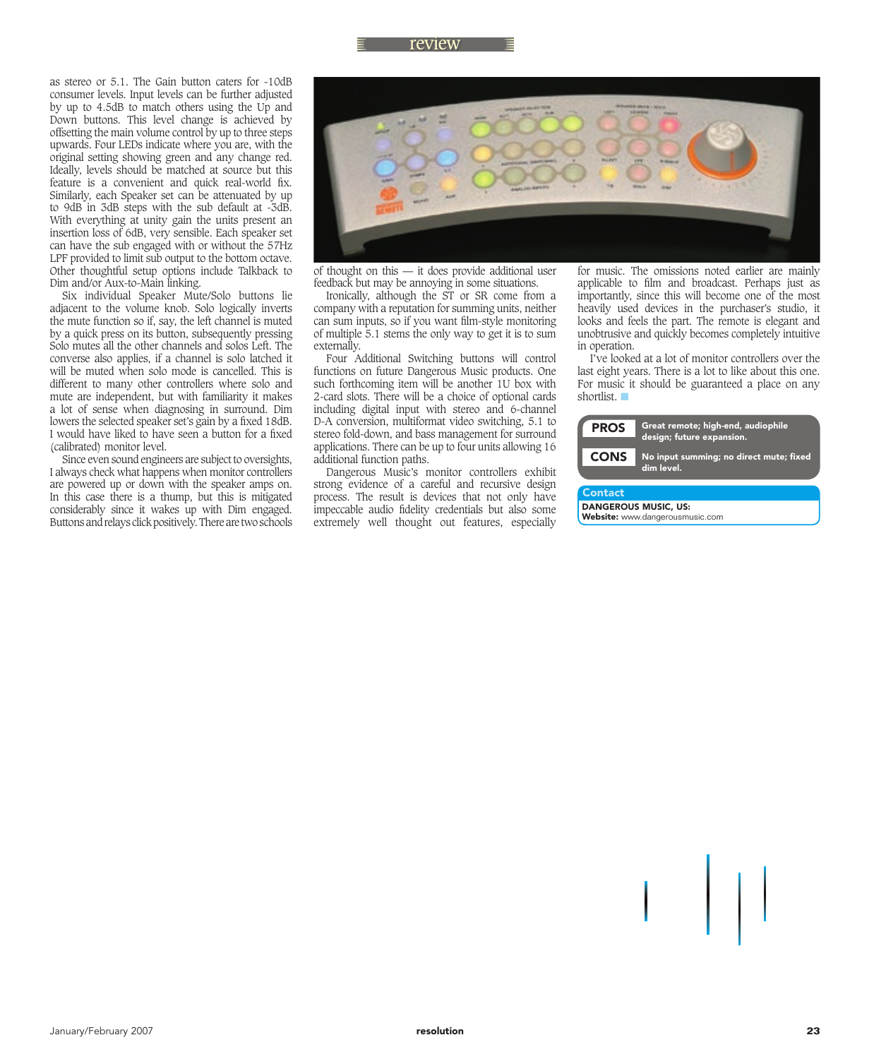as stereo or 5.1. The Gain button caters for -10dB consumer levels. Input levels can be further adjusted by up to 4.5dB to match others using the Up and Down buttons. This level change is achieved by offsetting the main volume control by up to three steps upwards. Four LEDs indicate where you are, with the original setting showing green and any change red. Ideally, levels should be matched at source but this feature is a convenient and quick real-world fix. Similarly, each Speaker set can be attenuated by up to 9dB in 3dB steps with the sub default at -3dB. With everything at unity gain the units present an insertion loss of 6dB, very sensible. Each speaker set can have the sub engaged with or without the 57Hz LPF provided to limit sub output to the bottom octave. Other thoughtful setup options include Talkback to Dim and/or Aux-to-Main linking.

Six individual Speaker Mute/Solo buttons lie adjacent to the volume knob. Solo logically inverts the mute function so if, say, the left channel is muted by a quick press on its button, subsequently pressing Solo mutes all the other channels and solos Left. The converse also applies, if a channel is solo latched it will be muted when solo mode is cancelled. This is different to many other controllers where solo and mute are independent, but with familiarity it makes a lot of sense when diagnosing in surround. Dim lowers the selected speaker set's gain by a fixed 18dB. I would have liked to have seen a button for a fixed (calibrated) monitor level.

Since even sound engineers are subject to oversights, I always check what happens when monitor controllers are powered up or down with the speaker amps on. In this case there is a thump, but this is mitigated considerably since it wakes up with Dim engaged. Buttons and relays click positively. There are two schools of thought on this — it does provide additional user feedback but may be annoying in some situations.

Ironically, although the ST or SR come from a company with a reputation for summing units, neither can sum inputs, so if you want film-style monitoring of multiple 5.1 stems the only way to get it is to sum externally.

Four Additional Switching buttons will control functions on future Dangerous Music products. One such forthcoming item will be another 1U box with 2-card slots. There will be a choice of optional cards including digital input with stereo and 6-channel D-A conversion, multiformat video switching, 5.1 to stereo fold-down, and bass management for surround applications. There can be up to four units allowing 16 additional function paths.

Dangerous Music's monitor controllers exhibit strong evidence of a careful and recursive design process. The result is devices that not only have impeccable audio fidelity credentials but also some extremely well thought out features, especially for music. The omissions noted earlier are mainly applicable to film and broadcast. Perhaps just as importantly, since this will become one of the most heavily used devices in the purchaser's studio, it looks and feels the part. The remote is elegant and unobtrusive and quickly becomes completely intuitive in operation.

I've looked at a lot of monitor controllers over the last eight years. There is a lot to like about this one. For music it should be guaranteed a place on any shortlist. ■

**PROS** Great remote; high-end, audiophile design; future expansion.

**CONS** No input summing; no direct mute; fixed dim level.

**Contact**

**DANGEROUS MUSIC, US:**
**Website:** www.dangerousmusic.com